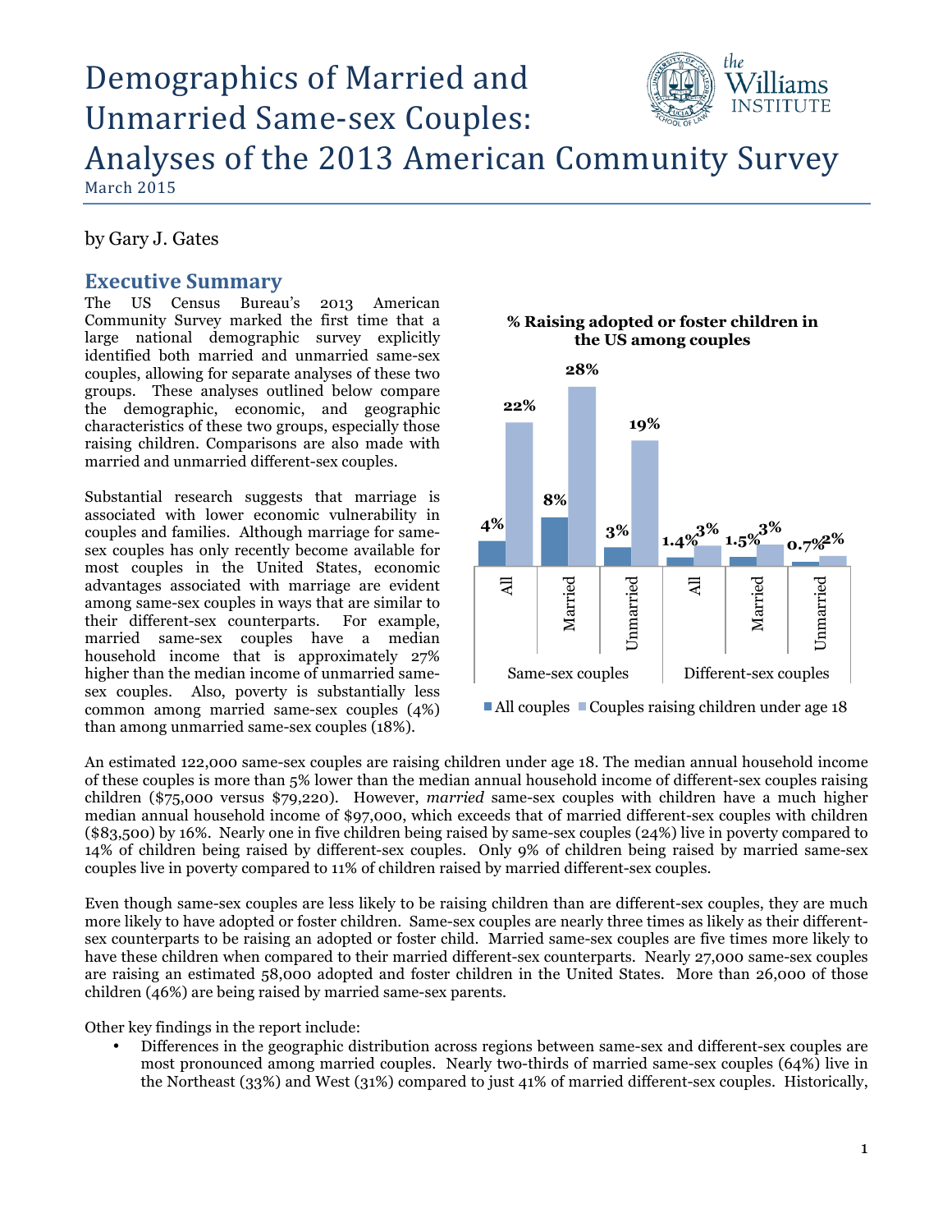# Demographics of Married and Unmarried Same-sex Couples: Analyses of the 2013 American Community Survey

March 2015

by Gary J. Gates

## Executive Summary

The US Census Bureau's 2013 American Community Survey marked the first time that a large national demographic survey explicitly identified both married and unmarried same-sex couples, allowing for separate analyses of these two groups. These analyses outlined below compare the demographic, economic, and geographic characteristics of these two groups, especially those raising children. Comparisons are also made with married and unmarried different-sex couples.

Substantial research suggests that marriage is associated with lower economic vulnerability in couples and families. Although marriage for same-sex couples has only recently become available for most couples in the United States, economic advantages associated with marriage are evident among same-sex couples in ways that are similar to their different-sex counterparts. For example, married same-sex couples have a median household income that is approximately 27% higher than the median income of unmarried same-sex couples. Also, poverty is substantially less common among married same-sex couples (4%) than among unmarried same-sex couples (18%).

**% Raising adopted or foster children in the US among couples**

| | | All couples | Couples raising children under age 18 |
|---|---|---|---|
| Same-sex couples | All | 4% | 22% |
| | Married | 8% | 28% |
| | Unmarried | 3% | 19% |
| Different-sex couples | All | 1.4% | 3% |
| | Married | 1.5% | 3% |
| | Unmarried | 0.7% | 2% |

An estimated 122,000 same-sex couples are raising children under age 18. The median annual household income of these couples is more than 5% lower than the median annual household income of different-sex couples raising children ($75,000 versus $79,220). However, *married* same-sex couples with children have a much higher median annual household income of $97,000, which exceeds that of married different-sex couples with children ($83,500) by 16%. Nearly one in five children being raised by same-sex couples (24%) live in poverty compared to 14% of children being raised by different-sex couples. Only 9% of children being raised by married same-sex couples live in poverty compared to 11% of children raised by married different-sex couples.

Even though same-sex couples are less likely to be raising children than are different-sex couples, they are much more likely to have adopted or foster children. Same-sex couples are nearly three times as likely as their different-sex counterparts to be raising an adopted or foster child. Married same-sex couples are five times more likely to have these children when compared to their married different-sex counterparts. Nearly 27,000 same-sex couples are raising an estimated 58,000 adopted and foster children in the United States. More than 26,000 of those children (46%) are being raised by married same-sex parents.

Other key findings in the report include:

- Differences in the geographic distribution across regions between same-sex and different-sex couples are most pronounced among married couples. Nearly two-thirds of married same-sex couples (64%) live in the Northeast (33%) and West (31%) compared to just 41% of married different-sex couples. Historically,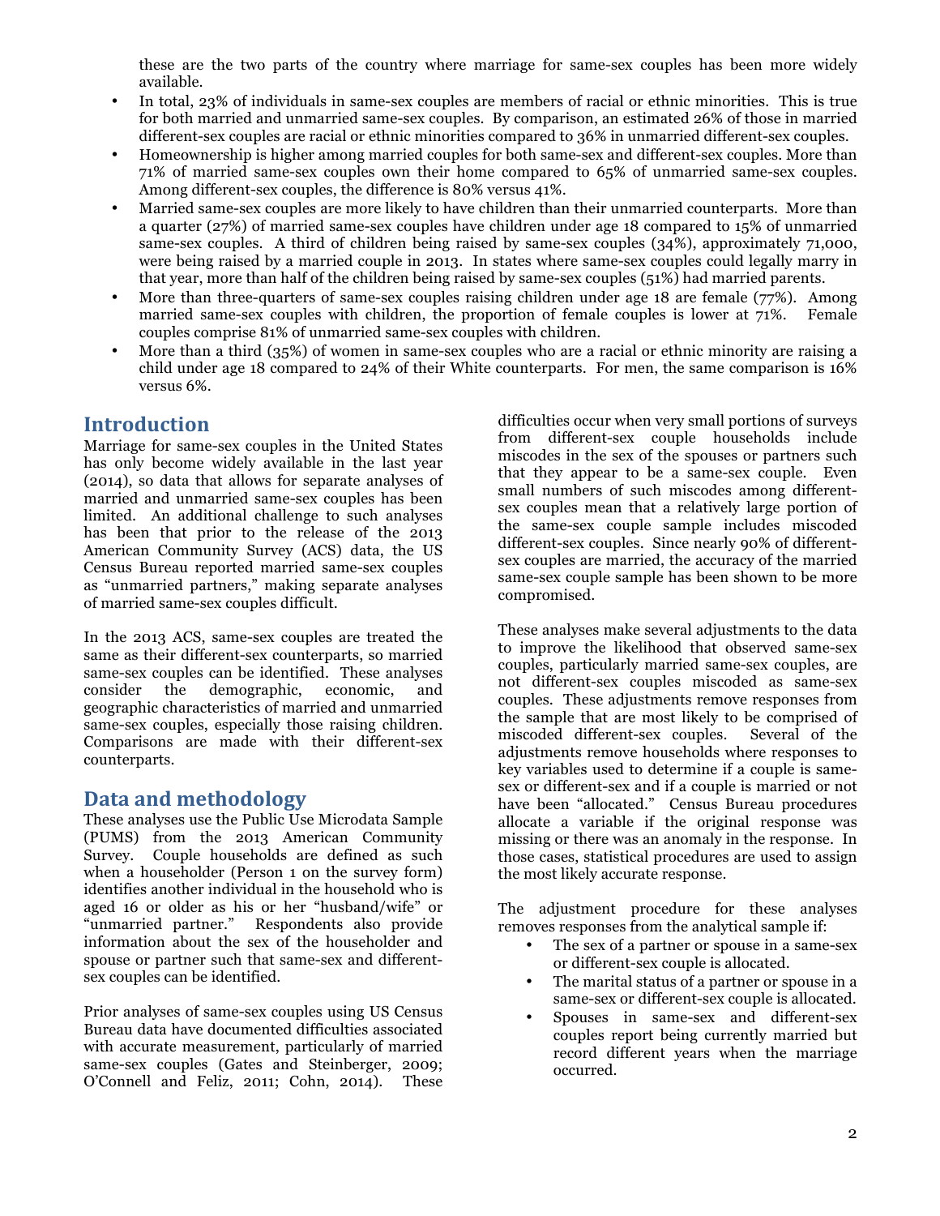these are the two parts of the country where marriage for same-sex couples has been more widely available.

- In total, 23% of individuals in same-sex couples are members of racial or ethnic minorities. This is true for both married and unmarried same-sex couples. By comparison, an estimated 26% of those in married different-sex couples are racial or ethnic minorities compared to 36% in unmarried different-sex couples.
- Homeownership is higher among married couples for both same-sex and different-sex couples. More than 71% of married same-sex couples own their home compared to 65% of unmarried same-sex couples. Among different-sex couples, the difference is 80% versus 41%.
- Married same-sex couples are more likely to have children than their unmarried counterparts. More than a quarter (27%) of married same-sex couples have children under age 18 compared to 15% of unmarried same-sex couples. A third of children being raised by same-sex couples (34%), approximately 71,000, were being raised by a married couple in 2013. In states where same-sex couples could legally marry in that year, more than half of the children being raised by same-sex couples (51%) had married parents.
- More than three-quarters of same-sex couples raising children under age 18 are female (77%). Among married same-sex couples with children, the proportion of female couples is lower at 71%. Female couples comprise 81% of unmarried same-sex couples with children.
- More than a third (35%) of women in same-sex couples who are a racial or ethnic minority are raising a child under age 18 compared to 24% of their White counterparts. For men, the same comparison is 16% versus 6%.

## Introduction

Marriage for same-sex couples in the United States has only become widely available in the last year (2014), so data that allows for separate analyses of married and unmarried same-sex couples has been limited. An additional challenge to such analyses has been that prior to the release of the 2013 American Community Survey (ACS) data, the US Census Bureau reported married same-sex couples as "unmarried partners," making separate analyses of married same-sex couples difficult.

In the 2013 ACS, same-sex couples are treated the same as their different-sex counterparts, so married same-sex couples can be identified. These analyses consider the demographic, economic, and geographic characteristics of married and unmarried same-sex couples, especially those raising children. Comparisons are made with their different-sex counterparts.

## Data and methodology

These analyses use the Public Use Microdata Sample (PUMS) from the 2013 American Community Survey. Couple households are defined as such when a householder (Person 1 on the survey form) identifies another individual in the household who is aged 16 or older as his or her "husband/wife" or "unmarried partner." Respondents also provide information about the sex of the householder and spouse or partner such that same-sex and different-sex couples can be identified.

Prior analyses of same-sex couples using US Census Bureau data have documented difficulties associated with accurate measurement, particularly of married same-sex couples (Gates and Steinberger, 2009; O'Connell and Feliz, 2011; Cohn, 2014). These difficulties occur when very small portions of surveys from different-sex couple households include miscodes in the sex of the spouses or partners such that they appear to be a same-sex couple. Even small numbers of such miscodes among different-sex couples mean that a relatively large portion of the same-sex couple sample includes miscoded different-sex couples. Since nearly 90% of different-sex couples are married, the accuracy of the married same-sex couple sample has been shown to be more compromised.

These analyses make several adjustments to the data to improve the likelihood that observed same-sex couples, particularly married same-sex couples, are not different-sex couples miscoded as same-sex couples. These adjustments remove responses from the sample that are most likely to be comprised of miscoded different-sex couples. Several of the adjustments remove households where responses to key variables used to determine if a couple is same-sex or different-sex and if a couple is married or not have been "allocated." Census Bureau procedures allocate a variable if the original response was missing or there was an anomaly in the response. In those cases, statistical procedures are used to assign the most likely accurate response.

The adjustment procedure for these analyses removes responses from the analytical sample if:

- The sex of a partner or spouse in a same-sex or different-sex couple is allocated.
- The marital status of a partner or spouse in a same-sex or different-sex couple is allocated.
- Spouses in same-sex and different-sex couples report being currently married but record different years when the marriage occurred.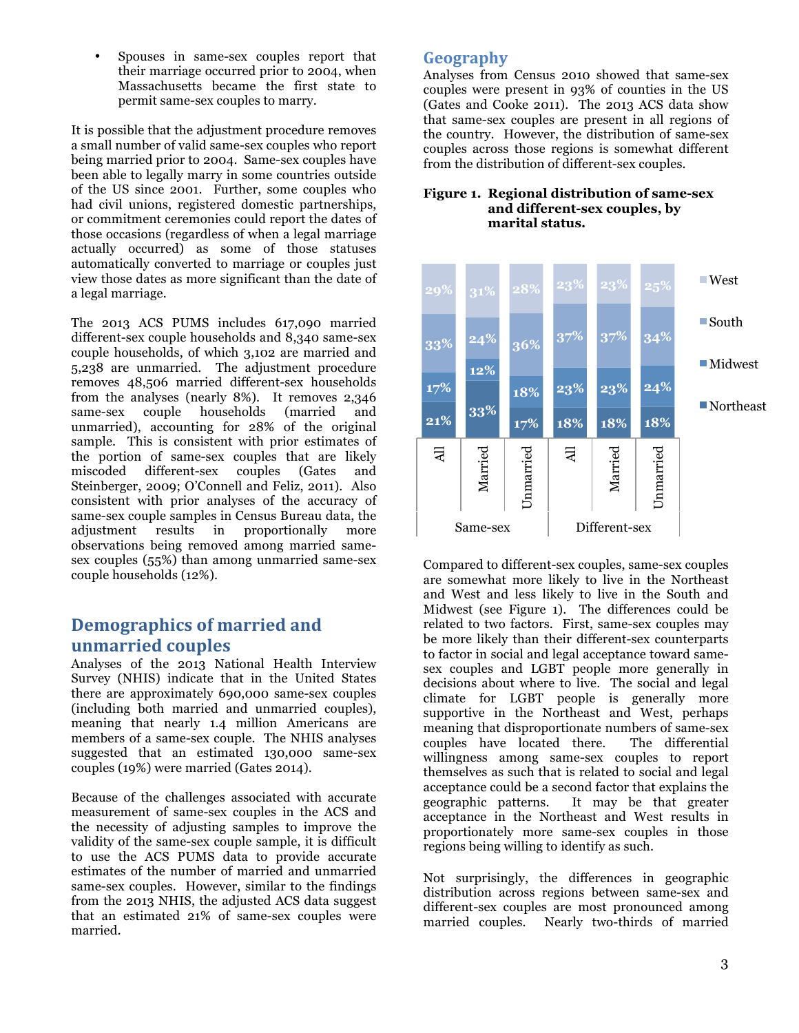- Spouses in same-sex couples report that their marriage occurred prior to 2004, when Massachusetts became the first state to permit same-sex couples to marry.

It is possible that the adjustment procedure removes a small number of valid same-sex couples who report being married prior to 2004. Same-sex couples have been able to legally marry in some countries outside of the US since 2001. Further, some couples who had civil unions, registered domestic partnerships, or commitment ceremonies could report the dates of those occasions (regardless of when a legal marriage actually occurred) as some of those statuses automatically converted to marriage or couples just view those dates as more significant than the date of a legal marriage.

The 2013 ACS PUMS includes 617,090 married different-sex couple households and 8,340 same-sex couple households, of which 3,102 are married and 5,238 are unmarried. The adjustment procedure removes 48,506 married different-sex households from the analyses (nearly 8%). It removes 2,346 same-sex couple households (married and unmarried), accounting for 28% of the original sample. This is consistent with prior estimates of the portion of same-sex couples that are likely miscoded different-sex couples (Gates and Steinberger, 2009; O'Connell and Feliz, 2011). Also consistent with prior analyses of the accuracy of same-sex couple samples in Census Bureau data, the adjustment results in proportionally more observations being removed among married same-sex couples (55%) than among unmarried same-sex couple households (12%).

## Demographics of married and unmarried couples

Analyses of the 2013 National Health Interview Survey (NHIS) indicate that in the United States there are approximately 690,000 same-sex couples (including both married and unmarried couples), meaning that nearly 1.4 million Americans are members of a same-sex couple. The NHIS analyses suggested that an estimated 130,000 same-sex couples (19%) were married (Gates 2014).

Because of the challenges associated with accurate measurement of same-sex couples in the ACS and the necessity of adjusting samples to improve the validity of the same-sex couple sample, it is difficult to use the ACS PUMS data to provide accurate estimates of the number of married and unmarried same-sex couples. However, similar to the findings from the 2013 NHIS, the adjusted ACS data suggest that an estimated 21% of same-sex couples were married.

## Geography

Analyses from Census 2010 showed that same-sex couples were present in 93% of counties in the US (Gates and Cooke 2011). The 2013 ACS data show that same-sex couples are present in all regions of the country. However, the distribution of same-sex couples across those regions is somewhat different from the distribution of different-sex couples.

**Figure 1. Regional distribution of same-sex and different-sex couples, by marital status.**

| | Same-sex: All | Same-sex: Married | Same-sex: Unmarried | Different-sex: All | Different-sex: Married | Different-sex: Unmarried |
|---|---|---|---|---|---|---|
| West | 29% | 31% | 28% | 23% | 23% | 25% |
| South | 33% | 24% | 36% | 37% | 37% | 34% |
| Midwest | 17% | 12% | 18% | 23% | 23% | 24% |
| Northeast | 21% | 33% | 17% | 18% | 18% | 18% |

Compared to different-sex couples, same-sex couples are somewhat more likely to live in the Northeast and West and less likely to live in the South and Midwest (see Figure 1). The differences could be related to two factors. First, same-sex couples may be more likely than their different-sex counterparts to factor in social and legal acceptance toward same-sex couples and LGBT people more generally in decisions about where to live. The social and legal climate for LGBT people is generally more supportive in the Northeast and West, perhaps meaning that disproportionate numbers of same-sex couples have located there. The differential willingness among same-sex couples to report themselves as such that is related to social and legal acceptance could be a second factor that explains the geographic patterns. It may be that greater acceptance in the Northeast and West results in proportionately more same-sex couples in those regions being willing to identify as such.

Not surprisingly, the differences in geographic distribution across regions between same-sex and different-sex couples are most pronounced among married couples. Nearly two-thirds of married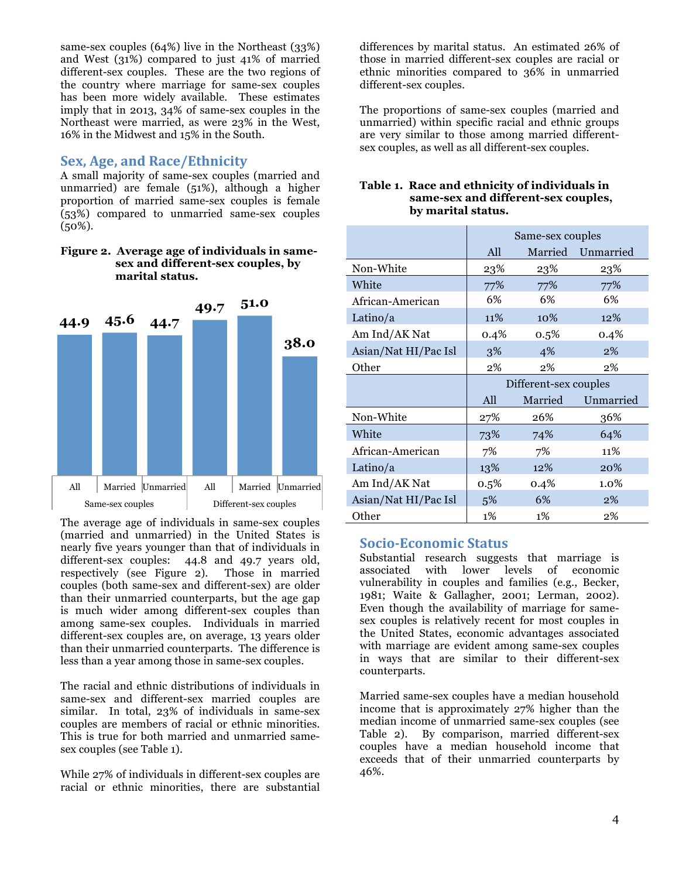same-sex couples (64%) live in the Northeast (33%) and West (31%) compared to just 41% of married different-sex couples. These are the two regions of the country where marriage for same-sex couples has been more widely available. These estimates imply that in 2013, 34% of same-sex couples in the Northeast were married, as were 23% in the West, 16% in the Midwest and 15% in the South.

## Sex, Age, and Race/Ethnicity

A small majority of same-sex couples (married and unmarried) are female (51%), although a higher proportion of married same-sex couples is female (53%) compared to unmarried same-sex couples (50%).

**Figure 2. Average age of individuals in same-sex and different-sex couples, by marital status.**

| | Same-sex couples | | | Different-sex couples | | |
|---|---|---|---|---|---|---|
| | All | Married | Unmarried | All | Married | Unmarried |
| Average age | 44.9 | 45.6 | 44.7 | 49.7 | 51.0 | 38.0 |

The average age of individuals in same-sex couples (married and unmarried) in the United States is nearly five years younger than that of individuals in different-sex couples: 44.8 and 49.7 years old, respectively (see Figure 2). Those in married couples (both same-sex and different-sex) are older than their unmarried counterparts, but the age gap is much wider among different-sex couples than among same-sex couples. Individuals in married different-sex couples are, on average, 13 years older than their unmarried counterparts. The difference is less than a year among those in same-sex couples.

The racial and ethnic distributions of individuals in same-sex and different-sex married couples are similar. In total, 23% of individuals in same-sex couples are members of racial or ethnic minorities. This is true for both married and unmarried same-sex couples (see Table 1).

While 27% of individuals in different-sex couples are racial or ethnic minorities, there are substantial differences by marital status. An estimated 26% of those in married different-sex couples are racial or ethnic minorities compared to 36% in unmarried different-sex couples.

The proportions of same-sex couples (married and unmarried) within specific racial and ethnic groups are very similar to those among married different-sex couples, as well as all different-sex couples.

**Table 1. Race and ethnicity of individuals in same-sex and different-sex couples, by marital status.**

| | Same-sex couples | | |
|---|---|---|---|
| | All | Married | Unmarried |
| Non-White | 23% | 23% | 23% |
| White | 77% | 77% | 77% |
| African-American | 6% | 6% | 6% |
| Latino/a | 11% | 10% | 12% |
| Am Ind/AK Nat | 0.4% | 0.5% | 0.4% |
| Asian/Nat HI/Pac Isl | 3% | 4% | 2% |
| Other | 2% | 2% | 2% |
| | **Different-sex couples** | | |
| | All | Married | Unmarried |
| Non-White | 27% | 26% | 36% |
| White | 73% | 74% | 64% |
| African-American | 7% | 7% | 11% |
| Latino/a | 13% | 12% | 20% |
| Am Ind/AK Nat | 0.5% | 0.4% | 1.0% |
| Asian/Nat HI/Pac Isl | 5% | 6% | 2% |
| Other | 1% | 1% | 2% |

## Socio-Economic Status

Substantial research suggests that marriage is associated with lower levels of economic vulnerability in couples and families (e.g., Becker, 1981; Waite & Gallagher, 2001; Lerman, 2002). Even though the availability of marriage for same-sex couples is relatively recent for most couples in the United States, economic advantages associated with marriage are evident among same-sex couples in ways that are similar to their different-sex counterparts.

Married same-sex couples have a median household income that is approximately 27% higher than the median income of unmarried same-sex couples (see Table 2). By comparison, married different-sex couples have a median household income that exceeds that of their unmarried counterparts by 46%.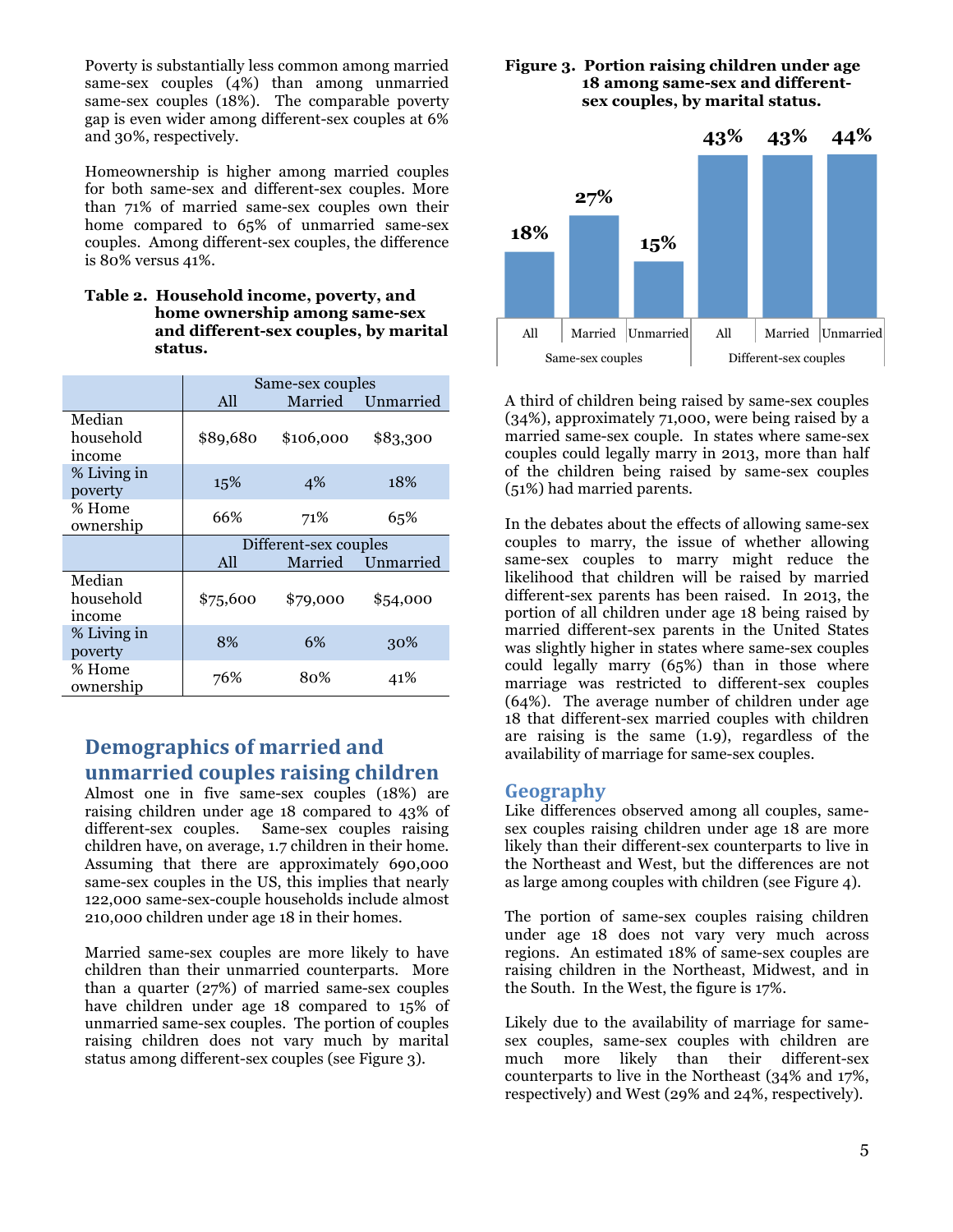Poverty is substantially less common among married same-sex couples (4%) than among unmarried same-sex couples (18%). The comparable poverty gap is even wider among different-sex couples at 6% and 30%, respectively.

Homeownership is higher among married couples for both same-sex and different-sex couples. More than 71% of married same-sex couples own their home compared to 65% of unmarried same-sex couples. Among different-sex couples, the difference is 80% versus 41%.

**Table 2. Household income, poverty, and home ownership among same-sex and different-sex couples, by marital status.**

| | Same-sex couples | | |
|---|---|---|---|
| | All | Married | Unmarried |
| Median household income | $89,680 | $106,000 | $83,300 |
| % Living in poverty | 15% | 4% | 18% |
| % Home ownership | 66% | 71% | 65% |
| | **Different-sex couples** | | |
| | All | Married | Unmarried |
| Median household income | $75,600 | $79,000 | $54,000 |
| % Living in poverty | 8% | 6% | 30% |
| % Home ownership | 76% | 80% | 41% |

## Demographics of married and unmarried couples raising children

Almost one in five same-sex couples (18%) are raising children under age 18 compared to 43% of different-sex couples. Same-sex couples raising children have, on average, 1.7 children in their home. Assuming that there are approximately 690,000 same-sex couples in the US, this implies that nearly 122,000 same-sex-couple households include almost 210,000 children under age 18 in their homes.

Married same-sex couples are more likely to have children than their unmarried counterparts. More than a quarter (27%) of married same-sex couples have children under age 18 compared to 15% of unmarried same-sex couples. The portion of couples raising children does not vary much by marital status among different-sex couples (see Figure 3).

**Figure 3. Portion raising children under age 18 among same-sex and different-sex couples, by marital status.**

| | Same-sex couples | | | Different-sex couples | | |
|---|---|---|---|---|---|---|
| | All | Married | Unmarried | All | Married | Unmarried |
| Portion raising children | 18% | 27% | 15% | 43% | 43% | 44% |

A third of children being raised by same-sex couples (34%), approximately 71,000, were being raised by a married same-sex couple. In states where same-sex couples could legally marry in 2013, more than half of the children being raised by same-sex couples (51%) had married parents.

In the debates about the effects of allowing same-sex couples to marry, the issue of whether allowing same-sex couples to marry might reduce the likelihood that children will be raised by married different-sex parents has been raised. In 2013, the portion of all children under age 18 being raised by married different-sex parents in the United States was slightly higher in states where same-sex couples could legally marry (65%) than in those where marriage was restricted to different-sex couples (64%). The average number of children under age 18 that different-sex married couples with children are raising is the same (1.9), regardless of the availability of marriage for same-sex couples.

### Geography

Like differences observed among all couples, same-sex couples raising children under age 18 are more likely than their different-sex counterparts to live in the Northeast and West, but the differences are not as large among couples with children (see Figure 4).

The portion of same-sex couples raising children under age 18 does not vary very much across regions. An estimated 18% of same-sex couples are raising children in the Northeast, Midwest, and in the South. In the West, the figure is 17%.

Likely due to the availability of marriage for same-sex couples, same-sex couples with children are much more likely than their different-sex counterparts to live in the Northeast (34% and 17%, respectively) and West (29% and 24%, respectively).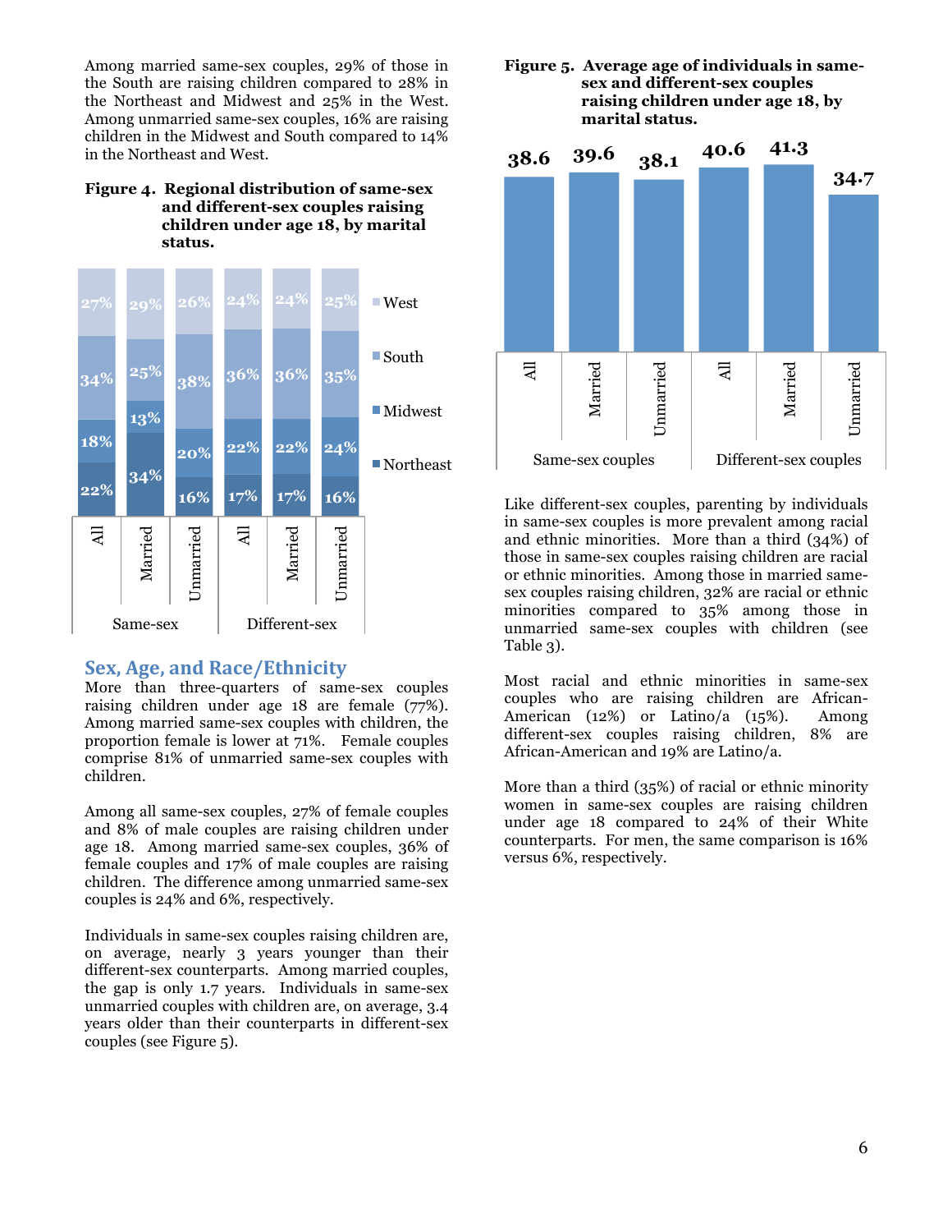Among married same-sex couples, 29% of those in the South are raising children compared to 28% in the Northeast and Midwest and 25% in the West. Among unmarried same-sex couples, 16% are raising children in the Midwest and South compared to 14% in the Northeast and West.

**Figure 4. Regional distribution of same-sex and different-sex couples raising children under age 18, by marital status.**

| | Same-sex All | Same-sex Married | Same-sex Unmarried | Different-sex All | Different-sex Married | Different-sex Unmarried |
|---|---|---|---|---|---|---|
| West | 27% | 29% | 26% | 24% | 24% | 25% |
| South | 34% | 25% | 38% | 36% | 36% | 35% |
| Midwest | 18% | 13% | 20% | 22% | 22% | 24% |
| Northeast | 22% | 34% | 16% | 17% | 17% | 16% |

## Sex, Age, and Race/Ethnicity

More than three-quarters of same-sex couples raising children under age 18 are female (77%). Among married same-sex couples with children, the proportion female is lower at 71%. Female couples comprise 81% of unmarried same-sex couples with children.

Among all same-sex couples, 27% of female couples and 8% of male couples are raising children under age 18. Among married same-sex couples, 36% of female couples and 17% of male couples are raising children. The difference among unmarried same-sex couples is 24% and 6%, respectively.

Individuals in same-sex couples raising children are, on average, nearly 3 years younger than their different-sex counterparts. Among married couples, the gap is only 1.7 years. Individuals in same-sex unmarried couples with children are, on average, 3.4 years older than their counterparts in different-sex couples (see Figure 5).

**Figure 5. Average age of individuals in same-sex and different-sex couples raising children under age 18, by marital status.**

| | Same-sex couples All | Same-sex couples Married | Same-sex couples Unmarried | Different-sex couples All | Different-sex couples Married | Different-sex couples Unmarried |
|---|---|---|---|---|---|---|
| Average age | 38.6 | 39.6 | 38.1 | 40.6 | 41.3 | 34.7 |

Like different-sex couples, parenting by individuals in same-sex couples is more prevalent among racial and ethnic minorities. More than a third (34%) of those in same-sex couples raising children are racial or ethnic minorities. Among those in married same-sex couples raising children, 32% are racial or ethnic minorities compared to 35% among those in unmarried same-sex couples with children (see Table 3).

Most racial and ethnic minorities in same-sex couples who are raising children are African-American (12%) or Latino/a (15%). Among different-sex couples raising children, 8% are African-American and 19% are Latino/a.

More than a third (35%) of racial or ethnic minority women in same-sex couples are raising children under age 18 compared to 24% of their White counterparts. For men, the same comparison is 16% versus 6%, respectively.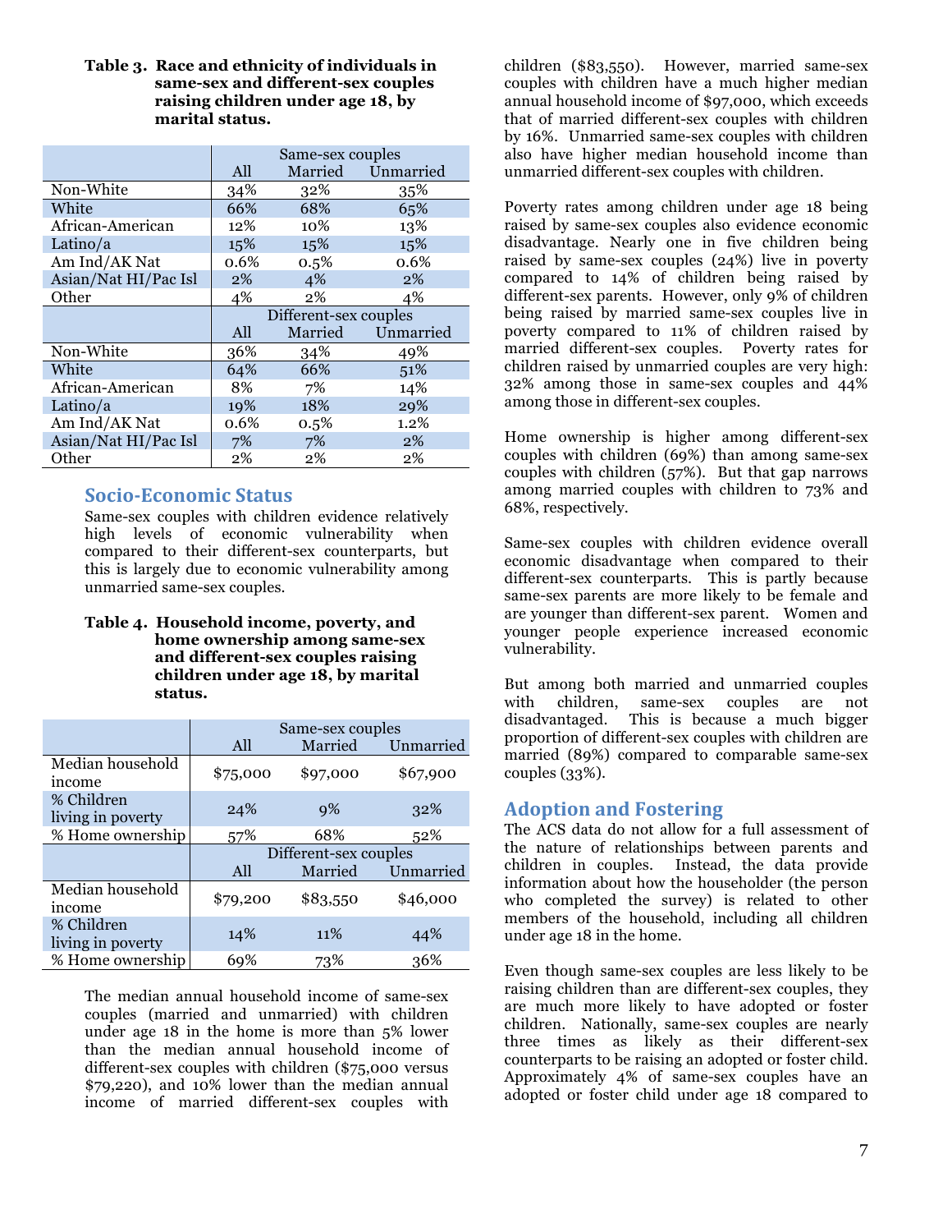**Table 3. Race and ethnicity of individuals in same-sex and different-sex couples raising children under age 18, by marital status.**

| | Same-sex couples | | |
|---|---|---|---|
| | All | Married | Unmarried |
| Non-White | 34% | 32% | 35% |
| White | 66% | 68% | 65% |
| African-American | 12% | 10% | 13% |
| Latino/a | 15% | 15% | 15% |
| Am Ind/AK Nat | 0.6% | 0.5% | 0.6% |
| Asian/Nat HI/Pac Isl | 2% | 4% | 2% |
| Other | 4% | 2% | 4% |
| | Different-sex couples | | |
| | All | Married | Unmarried |
| Non-White | 36% | 34% | 49% |
| White | 64% | 66% | 51% |
| African-American | 8% | 7% | 14% |
| Latino/a | 19% | 18% | 29% |
| Am Ind/AK Nat | 0.6% | 0.5% | 1.2% |
| Asian/Nat HI/Pac Isl | 7% | 7% | 2% |
| Other | 2% | 2% | 2% |

## Socio-Economic Status

Same-sex couples with children evidence relatively high levels of economic vulnerability when compared to their different-sex counterparts, but this is largely due to economic vulnerability among unmarried same-sex couples.

**Table 4. Household income, poverty, and home ownership among same-sex and different-sex couples raising children under age 18, by marital status.**

| | Same-sex couples | | |
|---|---|---|---|
| | All | Married | Unmarried |
| Median household income | $75,000 | $97,000 | $67,900 |
| % Children living in poverty | 24% | 9% | 32% |
| % Home ownership | 57% | 68% | 52% |
| | Different-sex couples | | |
| | All | Married | Unmarried |
| Median household income | $79,200 | $83,550 | $46,000 |
| % Children living in poverty | 14% | 11% | 44% |
| % Home ownership | 69% | 73% | 36% |

The median annual household income of same-sex couples (married and unmarried) with children under age 18 in the home is more than 5% lower than the median annual household income of different-sex couples with children ($75,000 versus $79,220), and 10% lower than the median annual income of married different-sex couples with children ($83,550). However, married same-sex couples with children have a much higher median annual household income of $97,000, which exceeds that of married different-sex couples with children by 16%. Unmarried same-sex couples with children also have higher median household income than unmarried different-sex couples with children.

Poverty rates among children under age 18 being raised by same-sex couples also evidence economic disadvantage. Nearly one in five children being raised by same-sex couples (24%) live in poverty compared to 14% of children being raised by different-sex parents. However, only 9% of children being raised by married same-sex couples live in poverty compared to 11% of children raised by married different-sex couples. Poverty rates for children raised by unmarried couples are very high: 32% among those in same-sex couples and 44% among those in different-sex couples.

Home ownership is higher among different-sex couples with children (69%) than among same-sex couples with children (57%). But that gap narrows among married couples with children to 73% and 68%, respectively.

Same-sex couples with children evidence overall economic disadvantage when compared to their different-sex counterparts. This is partly because same-sex parents are more likely to be female and are younger than different-sex parent. Women and younger people experience increased economic vulnerability.

But among both married and unmarried couples with children, same-sex couples are not disadvantaged. This is because a much bigger proportion of different-sex couples with children are married (89%) compared to comparable same-sex couples (33%).

## Adoption and Fostering

The ACS data do not allow for a full assessment of the nature of relationships between parents and children in couples. Instead, the data provide information about how the householder (the person who completed the survey) is related to other members of the household, including all children under age 18 in the home.

Even though same-sex couples are less likely to be raising children than are different-sex couples, they are much more likely to have adopted or foster children. Nationally, same-sex couples are nearly three times as likely as their different-sex counterparts to be raising an adopted or foster child. Approximately 4% of same-sex couples have an adopted or foster child under age 18 compared to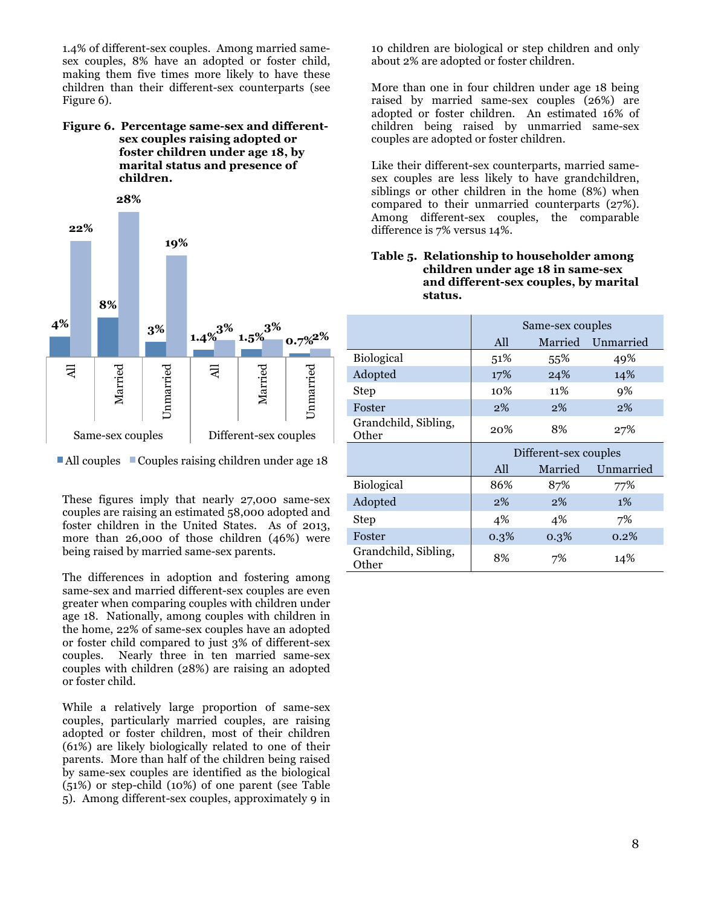1.4% of different-sex couples. Among married same-sex couples, 8% have an adopted or foster child, making them five times more likely to have these children than their different-sex counterparts (see Figure 6).

**Figure 6. Percentage same-sex and different-sex couples raising adopted or foster children under age 18, by marital status and presence of children.**

| | | All couples | Couples raising children under age 18 |
|---|---|---|---|
| Same-sex couples | All | 4% | 22% |
| | Married | 8% | 28% |
| | Unmarried | 3% | 19% |
| Different-sex couples | All | 1.4% | 3% |
| | Married | 1.5% | 3% |
| | Unmarried | 0.7% | 2% |

These figures imply that nearly 27,000 same-sex couples are raising an estimated 58,000 adopted and foster children in the United States. As of 2013, more than 26,000 of those children (46%) were being raised by married same-sex parents.

The differences in adoption and fostering among same-sex and married different-sex couples are even greater when comparing couples with children under age 18. Nationally, among couples with children in the home, 22% of same-sex couples have an adopted or foster child compared to just 3% of different-sex couples. Nearly three in ten married same-sex couples with children (28%) are raising an adopted or foster child.

While a relatively large proportion of same-sex couples, particularly married couples, are raising adopted or foster children, most of their children (61%) are likely biologically related to one of their parents. More than half of the children being raised by same-sex couples are identified as the biological (51%) or step-child (10%) of one parent (see Table 5). Among different-sex couples, approximately 9 in 10 children are biological or step children and only about 2% are adopted or foster children.

More than one in four children under age 18 being raised by married same-sex couples (26%) are adopted or foster children. An estimated 16% of children being raised by unmarried same-sex couples are adopted or foster children.

Like their different-sex counterparts, married same-sex couples are less likely to have grandchildren, siblings or other children in the home (8%) when compared to their unmarried counterparts (27%). Among different-sex couples, the comparable difference is 7% versus 14%.

**Table 5. Relationship to householder among children under age 18 in same-sex and different-sex couples, by marital status.**

| | Same-sex couples | | |
|---|---|---|---|
| | All | Married | Unmarried |
| Biological | 51% | 55% | 49% |
| Adopted | 17% | 24% | 14% |
| Step | 10% | 11% | 9% |
| Foster | 2% | 2% | 2% |
| Grandchild, Sibling, Other | 20% | 8% | 27% |
| | **Different-sex couples** | | |
| | All | Married | Unmarried |
| Biological | 86% | 87% | 77% |
| Adopted | 2% | 2% | 1% |
| Step | 4% | 4% | 7% |
| Foster | 0.3% | 0.3% | 0.2% |
| Grandchild, Sibling, Other | 8% | 7% | 14% |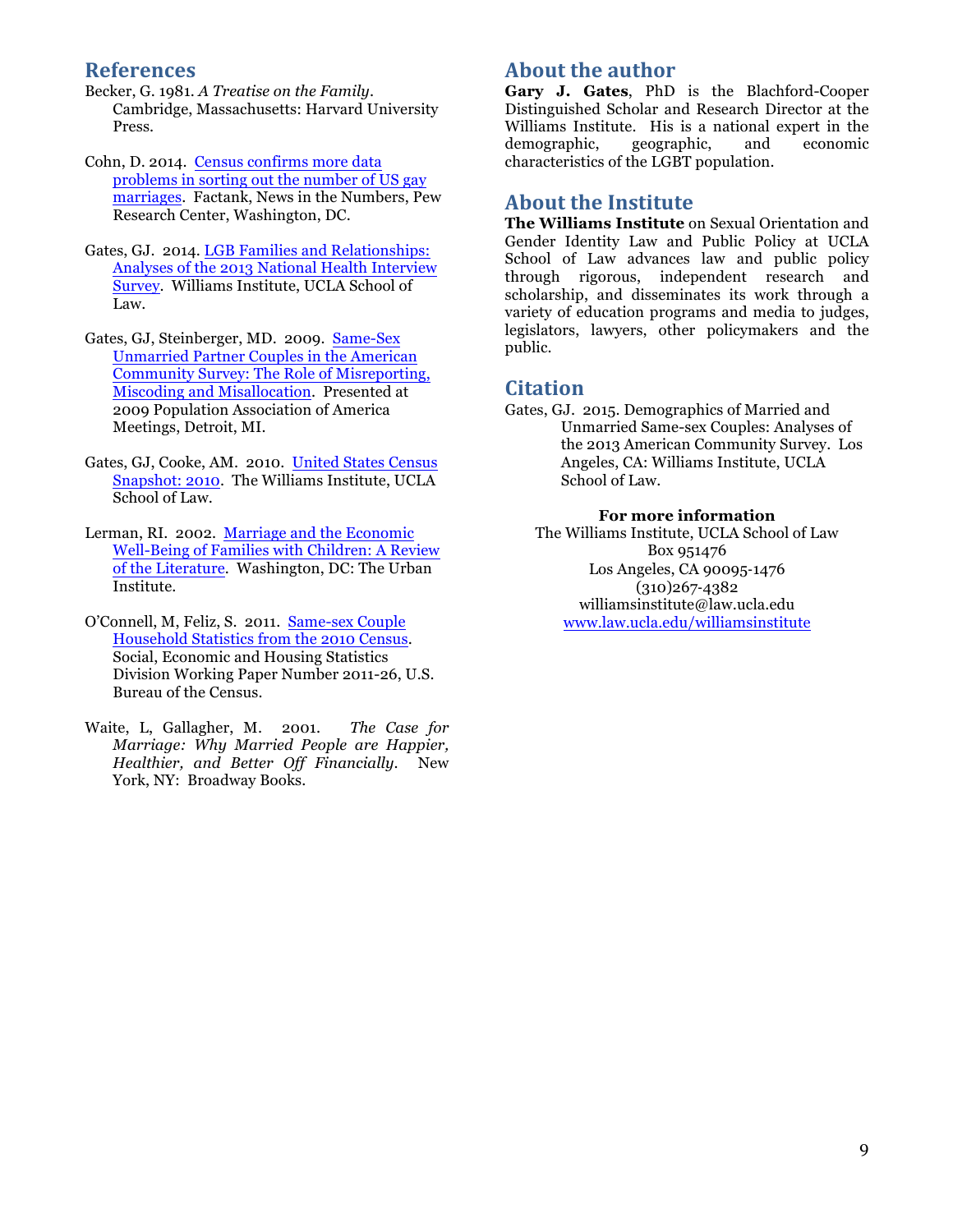## References

Becker, G. 1981. *A Treatise on the Family*. Cambridge, Massachusetts: Harvard University Press.

Cohn, D. 2014. Census confirms more data problems in sorting out the number of US gay marriages. Factank, News in the Numbers, Pew Research Center, Washington, DC.

Gates, GJ. 2014. LGB Families and Relationships: Analyses of the 2013 National Health Interview Survey. Williams Institute, UCLA School of Law.

Gates, GJ, Steinberger, MD. 2009. Same-Sex Unmarried Partner Couples in the American Community Survey: The Role of Misreporting, Miscoding and Misallocation. Presented at 2009 Population Association of America Meetings, Detroit, MI.

Gates, GJ, Cooke, AM. 2010. United States Census Snapshot: 2010. The Williams Institute, UCLA School of Law.

Lerman, RI. 2002. Marriage and the Economic Well-Being of Families with Children: A Review of the Literature. Washington, DC: The Urban Institute.

O'Connell, M, Feliz, S. 2011. Same-sex Couple Household Statistics from the 2010 Census. Social, Economic and Housing Statistics Division Working Paper Number 2011-26, U.S. Bureau of the Census.

Waite, L, Gallagher, M. 2001. *The Case for Marriage: Why Married People are Happier, Healthier, and Better Off Financially*. New York, NY: Broadway Books.

## About the author

**Gary J. Gates**, PhD is the Blachford-Cooper Distinguished Scholar and Research Director at the Williams Institute. His is a national expert in the demographic, geographic, and economic characteristics of the LGBT population.

## About the Institute

**The Williams Institute** on Sexual Orientation and Gender Identity Law and Public Policy at UCLA School of Law advances law and public policy through rigorous, independent research and scholarship, and disseminates its work through a variety of education programs and media to judges, legislators, lawyers, other policymakers and the public.

## Citation

Gates, GJ. 2015. Demographics of Married and Unmarried Same-sex Couples: Analyses of the 2013 American Community Survey. Los Angeles, CA: Williams Institute, UCLA School of Law.

**For more information**

The Williams Institute, UCLA School of Law
Box 951476
Los Angeles, CA 90095-1476
(310)267-4382
williamsinstitute@law.ucla.edu
www.law.ucla.edu/williamsinstitute